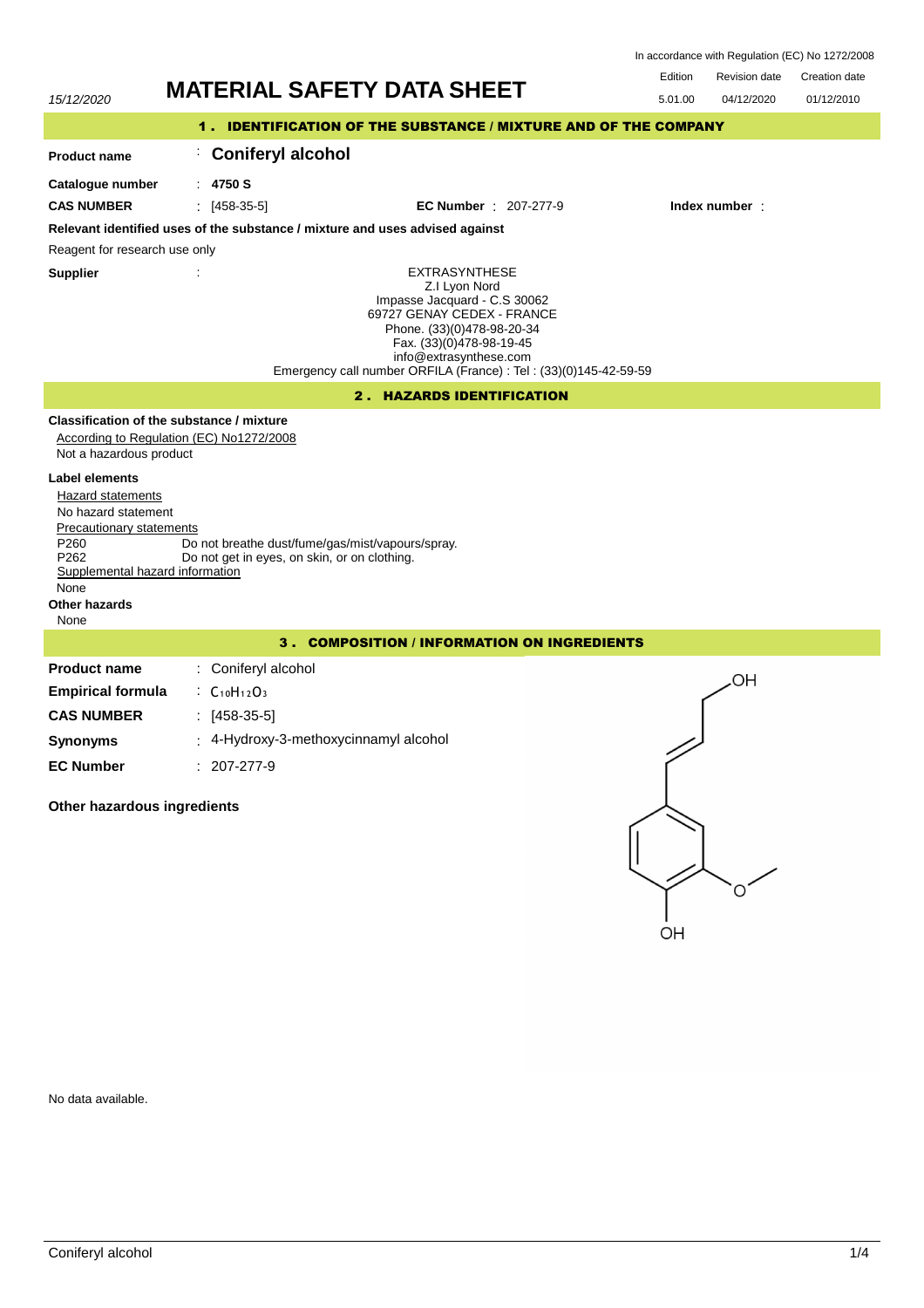In accordance with Regulation (EC) No 1272/2008

| Edition | Revision date | Creation date |
| --- | --- | --- |
| 5.01.00 | 04/12/2020 | 01/12/2010 |

15/12/2020

# MATERIAL SAFETY DATA SHEET

## 1. IDENTIFICATION OF THE SUBSTANCE / MIXTURE AND OF THE COMPANY

**Product name** : **Coniferyl alcohol**

**Catalogue number** : **4750 S**

**CAS NUMBER** : [458-35-5] **EC Number** : 207-277-9 **Index number** :

**Relevant identified uses of the substance / mixture and uses advised against**

Reagent for research use only

**Supplier** :

EXTRASYNTHESE
Z.I Lyon Nord
Impasse Jacquard - C.S 30062
69727 GENAY CEDEX - FRANCE
Phone. (33)(0)478-98-20-34
Fax. (33)(0)478-98-19-45
info@extrasynthese.com
Emergency call number ORFILA (France) : Tel : (33)(0)145-42-59-59

## 2. HAZARDS IDENTIFICATION

**Classification of the substance / mixture**

According to Regulation (EC) No1272/2008

Not a hazardous product

**Label elements**

Hazard statements

No hazard statement

Precautionary statements

P260 Do not breathe dust/fume/gas/mist/vapours/spray.
P262 Do not get in eyes, on skin, or on clothing.

Supplemental hazard information

None

**Other hazards**

None

## 3. COMPOSITION / INFORMATION ON INGREDIENTS

**Product name** : Coniferyl alcohol

**Empirical formula** : $C_{10}H_{12}O_3$

**CAS NUMBER** : [458-35-5]

**Synonyms** : 4-Hydroxy-3-methoxycinnamyl alcohol

**EC Number** : 207-277-9

**Other hazardous ingredients**

No data available.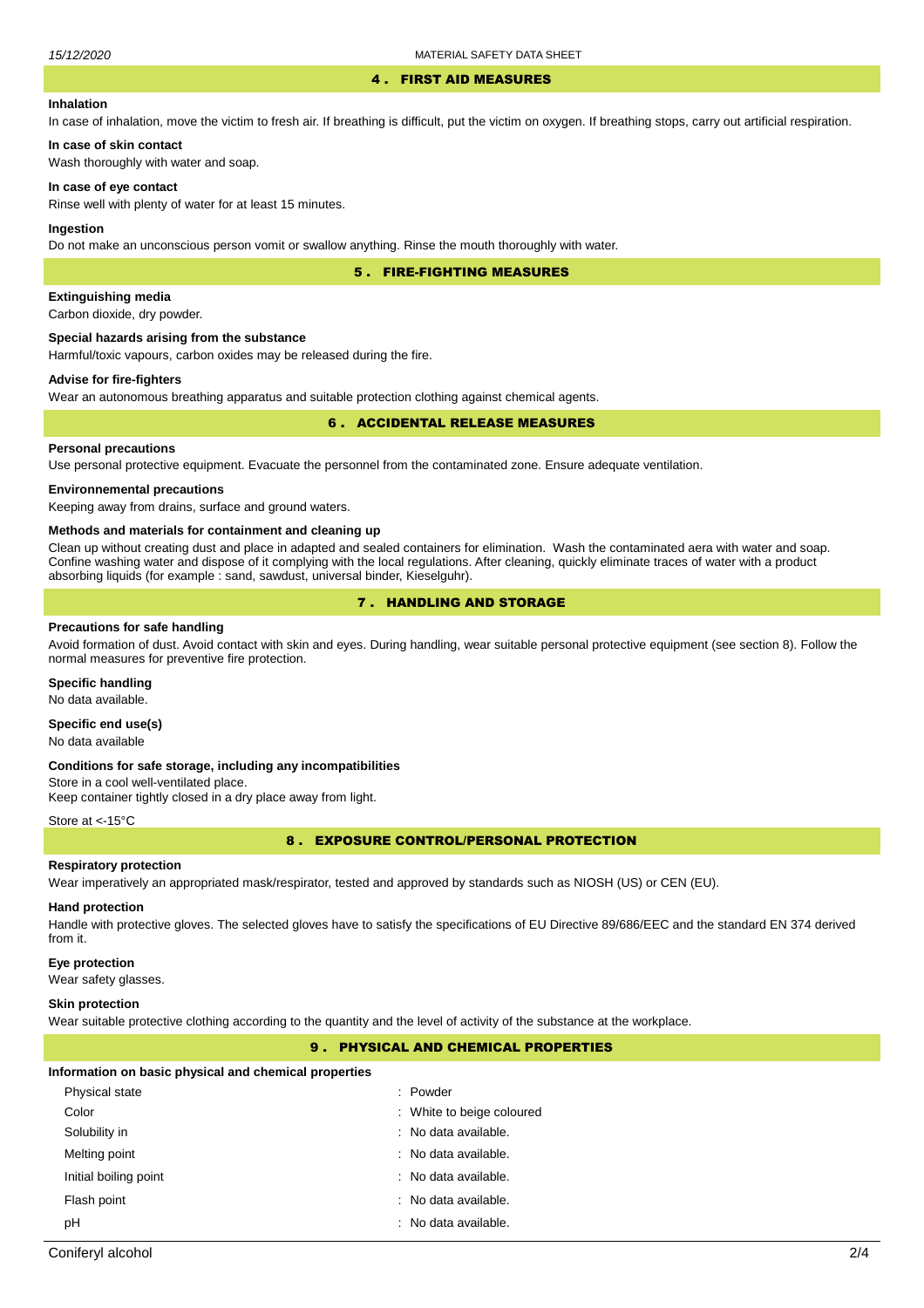## 4 . FIRST AID MEASURES

**Inhalation**

In case of inhalation, move the victim to fresh air. If breathing is difficult, put the victim on oxygen. If breathing stops, carry out artificial respiration.

**In case of skin contact**

Wash thoroughly with water and soap.

**In case of eye contact**

Rinse well with plenty of water for at least 15 minutes.

**Ingestion**

Do not make an unconscious person vomit or swallow anything. Rinse the mouth thoroughly with water.

## 5 . FIRE-FIGHTING MEASURES

**Extinguishing media**

Carbon dioxide, dry powder.

**Special hazards arising from the substance**

Harmful/toxic vapours, carbon oxides may be released during the fire.

**Advise for fire-fighters**

Wear an autonomous breathing apparatus and suitable protection clothing against chemical agents.

## 6 . ACCIDENTAL RELEASE MEASURES

**Personal precautions**

Use personal protective equipment. Evacuate the personnel from the contaminated zone. Ensure adequate ventilation.

**Environnemental precautions**

Keeping away from drains, surface and ground waters.

**Methods and materials for containment and cleaning up**

Clean up without creating dust and place in adapted and sealed containers for elimination. Wash the contaminated aera with water and soap. Confine washing water and dispose of it complying with the local regulations. After cleaning, quickly eliminate traces of water with a product absorbing liquids (for example : sand, sawdust, universal binder, Kieselguhr).

## 7 . HANDLING AND STORAGE

**Precautions for safe handling**

Avoid formation of dust. Avoid contact with skin and eyes. During handling, wear suitable personal protective equipment (see section 8). Follow the normal measures for preventive fire protection.

**Specific handling**

No data available.

**Specific end use(s)**

No data available

**Conditions for safe storage, including any incompatibilities**

Store in a cool well-ventilated place.
Keep container tightly closed in a dry place away from light.

Store at <-15°C

## 8 . EXPOSURE CONTROL/PERSONAL PROTECTION

**Respiratory protection**

Wear imperatively an appropriated mask/respirator, tested and approved by standards such as NIOSH (US) or CEN (EU).

**Hand protection**

Handle with protective gloves. The selected gloves have to satisfy the specifications of EU Directive 89/686/EEC and the standard EN 374 derived from it.

**Eye protection**

Wear safety glasses.

**Skin protection**

Wear suitable protective clothing according to the quantity and the level of activity of the substance at the workplace.

## 9 . PHYSICAL AND CHEMICAL PROPERTIES

**Information on basic physical and chemical properties**

| | |
|---|---|
| Physical state | : Powder |
| Color | : White to beige coloured |
| Solubility in | : No data available. |
| Melting point | : No data available. |
| Initial boiling point | : No data available. |
| Flash point | : No data available. |
| pH | : No data available. |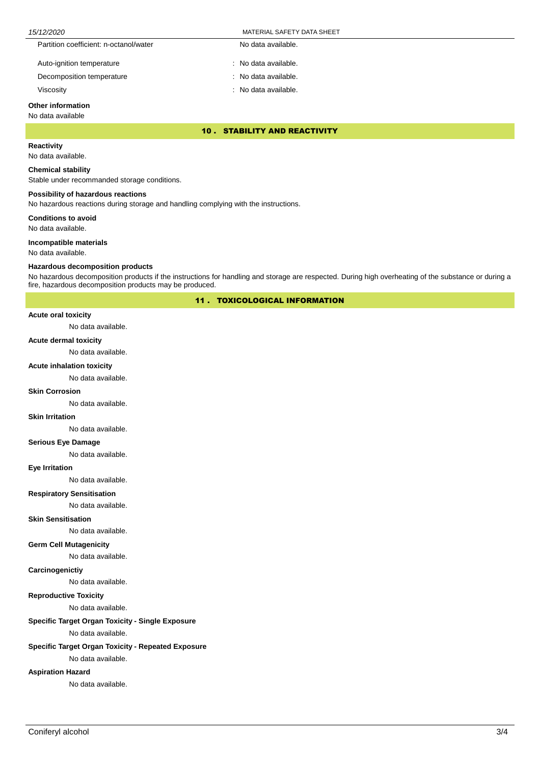| | |
|---|---|
| Partition coefficient: n-octanol/water | No data available. |
| Auto-ignition temperature | : No data available. |
| Decomposition temperature | : No data available. |
| Viscosity | : No data available. |

**Other information**

No data available

## 10 . STABILITY AND REACTIVITY

**Reactivity**

No data available.

**Chemical stability**

Stable under recommanded storage conditions.

**Possibility of hazardous reactions**

No hazardous reactions during storage and handling complying with the instructions.

**Conditions to avoid**

No data available.

**Incompatible materials**

No data available.

**Hazardous decomposition products**

No hazardous decomposition products if the instructions for handling and storage are respected. During high overheating of the substance or during a fire, hazardous decomposition products may be produced.

## 11 . TOXICOLOGICAL INFORMATION

**Acute oral toxicity**

No data available.

**Acute dermal toxicity**

No data available.

**Acute inhalation toxicity**

No data available.

**Skin Corrosion**

No data available.

**Skin Irritation**

No data available.

**Serious Eye Damage**

No data available.

**Eye Irritation**

No data available.

**Respiratory Sensitisation**

No data available.

**Skin Sensitisation**

No data available.

**Germ Cell Mutagenicity**

No data available.

**Carcinogenictiy**

No data available.

**Reproductive Toxicity**

No data available.

**Specific Target Organ Toxicity - Single Exposure**

No data available.

**Specific Target Organ Toxicity - Repeated Exposure**

No data available.

**Aspiration Hazard**

No data available.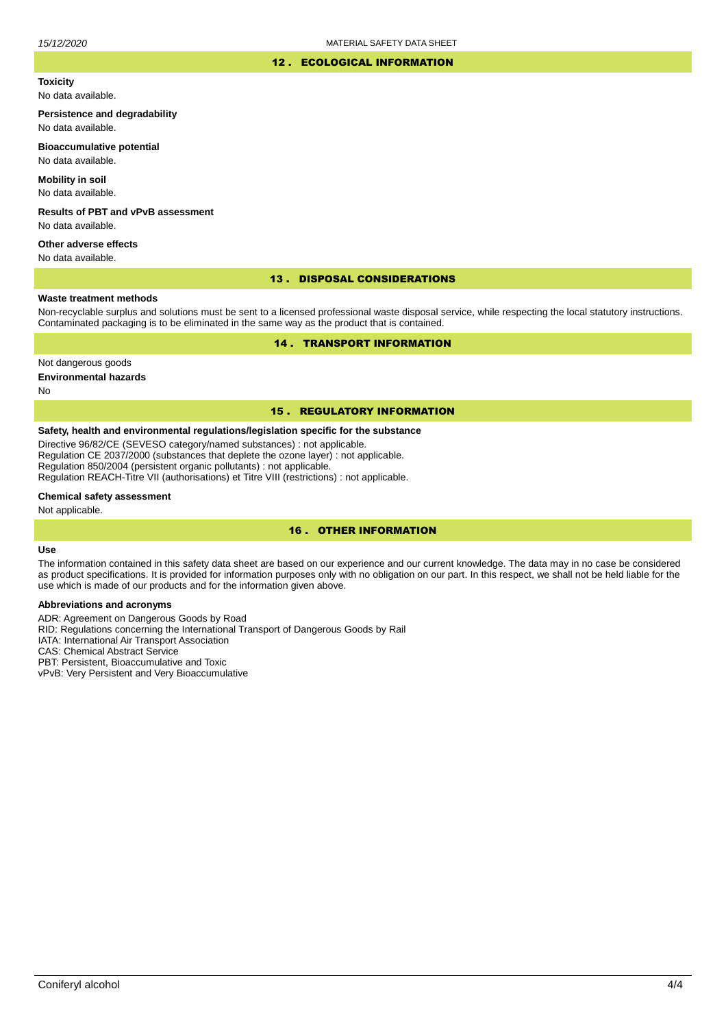## 12 . ECOLOGICAL INFORMATION

**Toxicity**

No data available.

**Persistence and degradability**

No data available.

**Bioaccumulative potential**

No data available.

**Mobility in soil**

No data available.

**Results of PBT and vPvB assessment**

No data available.

**Other adverse effects**

No data available.

## 13 . DISPOSAL CONSIDERATIONS

**Waste treatment methods**

Non-recyclable surplus and solutions must be sent to a licensed professional waste disposal service, while respecting the local statutory instructions. Contaminated packaging is to be eliminated in the same way as the product that is contained.

## 14 . TRANSPORT INFORMATION

Not dangerous goods

**Environmental hazards**

No

## 15 . REGULATORY INFORMATION

**Safety, health and environmental regulations/legislation specific for the substance**

Directive 96/82/CE (SEVESO category/named substances) : not applicable.
Regulation CE 2037/2000 (substances that deplete the ozone layer) : not applicable.
Regulation 850/2004 (persistent organic pollutants) : not applicable.
Regulation REACH-Titre VII (authorisations) et Titre VIII (restrictions) : not applicable.

**Chemical safety assessment**

Not applicable.

## 16 . OTHER INFORMATION

**Use**

The information contained in this safety data sheet are based on our experience and our current knowledge. The data may in no case be considered as product specifications. It is provided for information purposes only with no obligation on our part. In this respect, we shall not be held liable for the use which is made of our products and for the information given above.

**Abbreviations and acronyms**

ADR: Agreement on Dangerous Goods by Road
RID: Regulations concerning the International Transport of Dangerous Goods by Rail
IATA: International Air Transport Association
CAS: Chemical Abstract Service
PBT: Persistent, Bioaccumulative and Toxic
vPvB: Very Persistent and Very Bioaccumulative